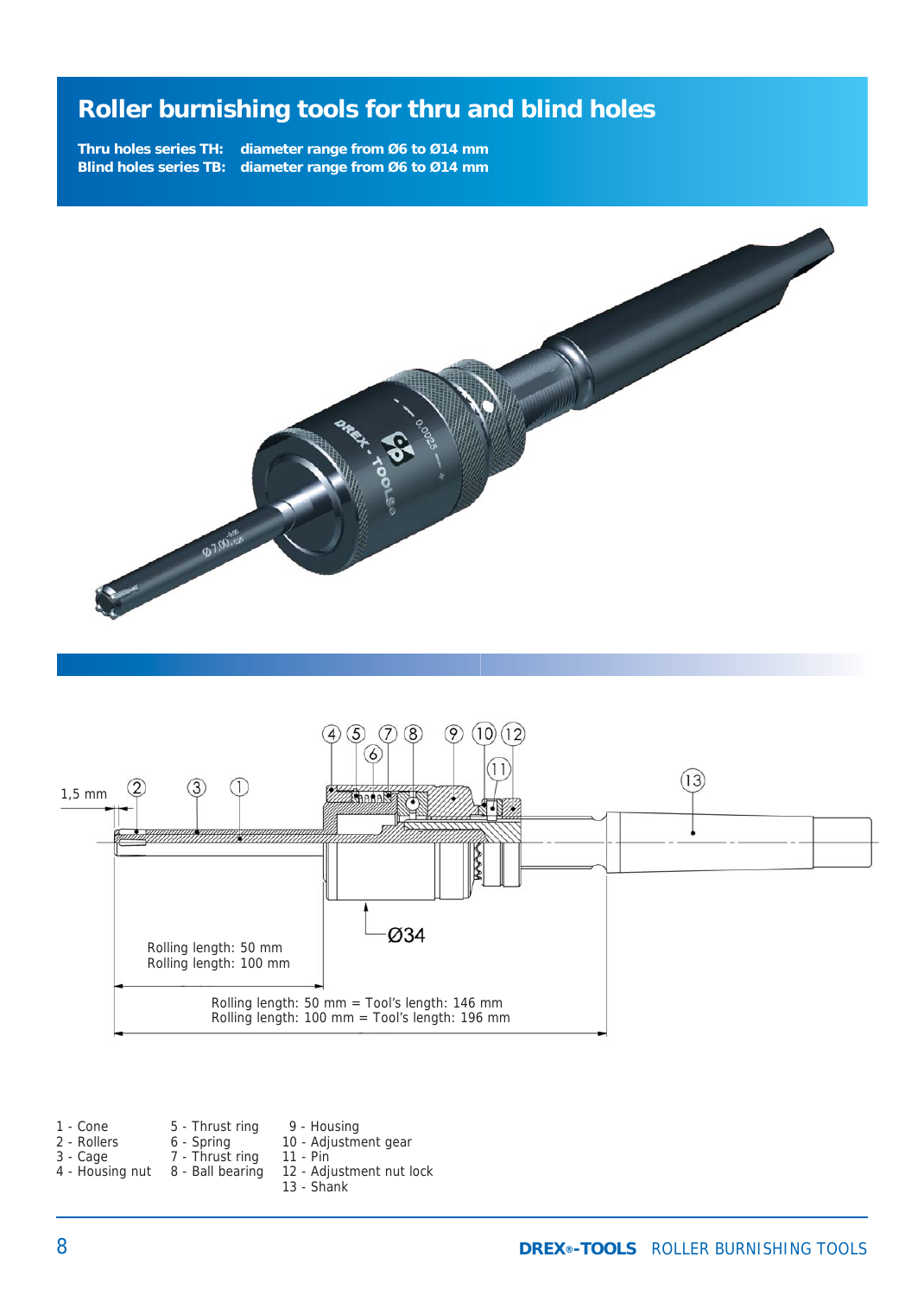# Roller burnishing tools for thru and blind holes

**Thru holes series TH: diameter range from Ø6 to Ø14 mm**
**Blind holes series TB: diameter range from Ø6 to Ø14 mm**

1,5 mm

Ø34

Rolling length: 50 mm
Rolling length: 100 mm

Rolling length: 50 mm = Tool's length: 146 mm
Rolling length: 100 mm = Tool's length: 196 mm

1 - Cone
2 - Rollers
3 - Cage
4 - Housing nut
5 - Thrust ring
6 - Spring
7 - Thrust ring
8 - Ball bearing
9 - Housing
10 - Adjustment gear
11 - Pin
12 - Adjustment nut lock
13 - Shank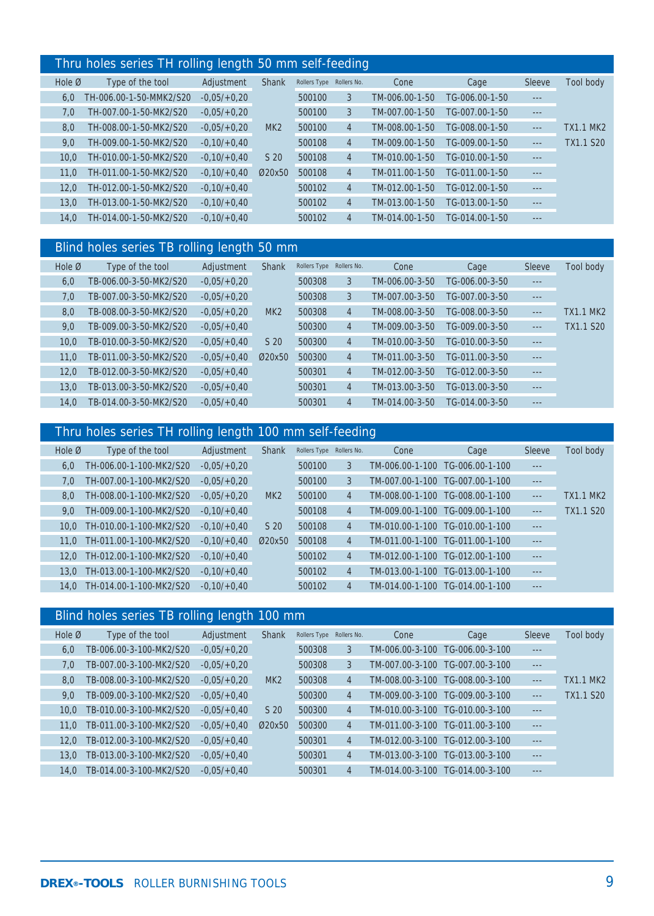## Thru holes series TH rolling length 50 mm self-feeding

| Hole Ø | Type of the tool | Adjustment | Shank | Rollers Type | Rollers No. | Cone | Cage | Sleeve | Tool body |
|---|---|---|---|---|---|---|---|---|---|
| 6,0 | TH-006.00-1-50-MMK2/S20 | -0,05/+0,20 | | 500100 | 3 | TM-006.00-1-50 | TG-006.00-1-50 | --- | |
| 7,0 | TH-007.00-1-50-MK2/S20 | -0,05/+0,20 | | 500100 | 3 | TM-007.00-1-50 | TG-007.00-1-50 | --- | |
| 8,0 | TH-008.00-1-50-MK2/S20 | -0,05/+0,20 | MK2 | 500100 | 4 | TM-008.00-1-50 | TG-008.00-1-50 | --- | TX1.1 MK2 |
| 9,0 | TH-009.00-1-50-MK2/S20 | -0,10/+0,40 | | 500108 | 4 | TM-009.00-1-50 | TG-009.00-1-50 | --- | TX1.1 S20 |
| 10,0 | TH-010.00-1-50-MK2/S20 | -0,10/+0,40 | S 20 | 500108 | 4 | TM-010.00-1-50 | TG-010.00-1-50 | --- | |
| 11,0 | TH-011.00-1-50-MK2/S20 | -0,10/+0,40 | Ø20x50 | 500108 | 4 | TM-011.00-1-50 | TG-011.00-1-50 | --- | |
| 12,0 | TH-012.00-1-50-MK2/S20 | -0,10/+0,40 | | 500102 | 4 | TM-012.00-1-50 | TG-012.00-1-50 | --- | |
| 13,0 | TH-013.00-1-50-MK2/S20 | -0,10/+0,40 | | 500102 | 4 | TM-013.00-1-50 | TG-013.00-1-50 | --- | |
| 14,0 | TH-014.00-1-50-MK2/S20 | -0,10/+0,40 | | 500102 | 4 | TM-014.00-1-50 | TG-014.00-1-50 | --- | |

## Blind holes series TB rolling length 50 mm

| Hole Ø | Type of the tool | Adjustment | Shank | Rollers Type | Rollers No. | Cone | Cage | Sleeve | Tool body |
|---|---|---|---|---|---|---|---|---|---|
| 6,0 | TB-006.00-3-50-MK2/S20 | -0,05/+0,20 | | 500308 | 3 | TM-006.00-3-50 | TG-006.00-3-50 | --- | |
| 7,0 | TB-007.00-3-50-MK2/S20 | -0,05/+0,20 | | 500308 | 3 | TM-007.00-3-50 | TG-007.00-3-50 | --- | |
| 8,0 | TB-008.00-3-50-MK2/S20 | -0,05/+0,20 | MK2 | 500308 | 4 | TM-008.00-3-50 | TG-008.00-3-50 | --- | TX1.1 MK2 |
| 9,0 | TB-009.00-3-50-MK2/S20 | -0,05/+0,40 | | 500300 | 4 | TM-009.00-3-50 | TG-009.00-3-50 | --- | TX1.1 S20 |
| 10,0 | TB-010.00-3-50-MK2/S20 | -0,05/+0,40 | S 20 | 500300 | 4 | TM-010.00-3-50 | TG-010.00-3-50 | --- | |
| 11,0 | TB-011.00-3-50-MK2/S20 | -0,05/+0,40 | Ø20x50 | 500300 | 4 | TM-011.00-3-50 | TG-011.00-3-50 | --- | |
| 12,0 | TB-012.00-3-50-MK2/S20 | -0,05/+0,40 | | 500301 | 4 | TM-012.00-3-50 | TG-012.00-3-50 | --- | |
| 13,0 | TB-013.00-3-50-MK2/S20 | -0,05/+0,40 | | 500301 | 4 | TM-013.00-3-50 | TG-013.00-3-50 | --- | |
| 14,0 | TB-014.00-3-50-MK2/S20 | -0,05/+0,40 | | 500301 | 4 | TM-014.00-3-50 | TG-014.00-3-50 | --- | |

## Thru holes series TH rolling length 100 mm self-feeding

| Hole Ø | Type of the tool | Adjustment | Shank | Rollers Type | Rollers No. | Cone | Cage | Sleeve | Tool body |
|---|---|---|---|---|---|---|---|---|---|
| 6,0 | TH-006.00-1-100-MK2/S20 | -0,05/+0,20 | | 500100 | 3 | TM-006.00-1-100 | TG-006.00-1-100 | --- | |
| 7,0 | TH-007.00-1-100-MK2/S20 | -0,05/+0,20 | | 500100 | 3 | TM-007.00-1-100 | TG-007.00-1-100 | --- | |
| 8,0 | TH-008.00-1-100-MK2/S20 | -0,05/+0,20 | MK2 | 500100 | 4 | TM-008.00-1-100 | TG-008.00-1-100 | --- | TX1.1 MK2 |
| 9,0 | TH-009.00-1-100-MK2/S20 | -0,10/+0,40 | | 500108 | 4 | TM-009.00-1-100 | TG-009.00-1-100 | --- | TX1.1 S20 |
| 10,0 | TH-010.00-1-100-MK2/S20 | -0,10/+0,40 | S 20 | 500108 | 4 | TM-010.00-1-100 | TG-010.00-1-100 | --- | |
| 11,0 | TH-011.00-1-100-MK2/S20 | -0,10/+0,40 | Ø20x50 | 500108 | 4 | TM-011.00-1-100 | TG-011.00-1-100 | --- | |
| 12,0 | TH-012.00-1-100-MK2/S20 | -0,10/+0,40 | | 500102 | 4 | TM-012.00-1-100 | TG-012.00-1-100 | --- | |
| 13,0 | TH-013.00-1-100-MK2/S20 | -0,10/+0,40 | | 500102 | 4 | TM-013.00-1-100 | TG-013.00-1-100 | --- | |
| 14,0 | TH-014.00-1-100-MK2/S20 | -0,10/+0,40 | | 500102 | 4 | TM-014.00-1-100 | TG-014.00-1-100 | --- | |

## Blind holes series TB rolling length 100 mm

| Hole Ø | Type of the tool | Adjustment | Shank | Rollers Type | Rollers No. | Cone | Cage | Sleeve | Tool body |
|---|---|---|---|---|---|---|---|---|---|
| 6,0 | TB-006.00-3-100-MK2/S20 | -0,05/+0,20 | | 500308 | 3 | TM-006.00-3-100 | TG-006.00-3-100 | --- | |
| 7,0 | TB-007.00-3-100-MK2/S20 | -0,05/+0,20 | | 500308 | 3 | TM-007.00-3-100 | TG-007.00-3-100 | --- | |
| 8,0 | TB-008.00-3-100-MK2/S20 | -0,05/+0,20 | MK2 | 500308 | 4 | TM-008.00-3-100 | TG-008.00-3-100 | --- | TX1.1 MK2 |
| 9,0 | TB-009.00-3-100-MK2/S20 | -0,05/+0,40 | | 500300 | 4 | TM-009.00-3-100 | TG-009.00-3-100 | --- | TX1.1 S20 |
| 10,0 | TB-010.00-3-100-MK2/S20 | -0,05/+0,40 | S 20 | 500300 | 4 | TM-010.00-3-100 | TG-010.00-3-100 | --- | |
| 11,0 | TB-011.00-3-100-MK2/S20 | -0,05/+0,40 | Ø20x50 | 500300 | 4 | TM-011.00-3-100 | TG-011.00-3-100 | --- | |
| 12,0 | TB-012.00-3-100-MK2/S20 | -0,05/+0,40 | | 500301 | 4 | TM-012.00-3-100 | TG-012.00-3-100 | --- | |
| 13,0 | TB-013.00-3-100-MK2/S20 | -0,05/+0,40 | | 500301 | 4 | TM-013.00-3-100 | TG-013.00-3-100 | --- | |
| 14,0 | TB-014.00-3-100-MK2/S20 | -0,05/+0,40 | | 500301 | 4 | TM-014.00-3-100 | TG-014.00-3-100 | --- | |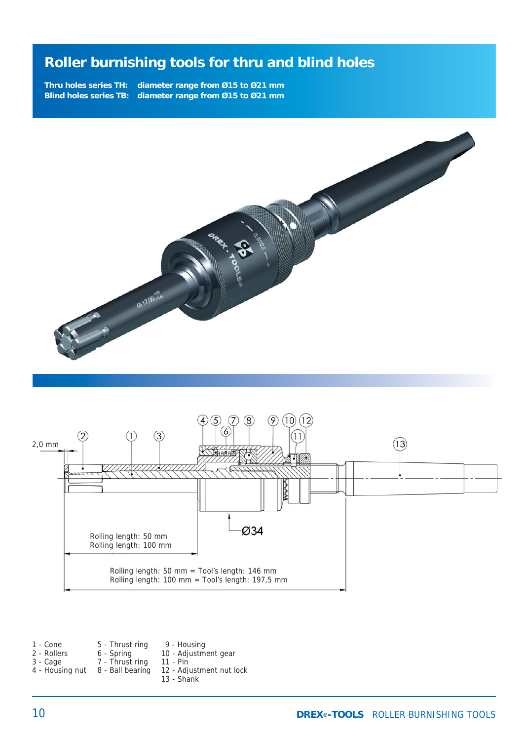# Roller burnishing tools for thru and blind holes

**Thru holes series TH:** **diameter range from Ø15 to Ø21 mm**
**Blind holes series TB:** **diameter range from Ø15 to Ø21 mm**

2,0 mm

Ø34

Rolling length: 50 mm
Rolling length: 100 mm

Rolling length: 50 mm = Tool's length: 146 mm
Rolling length: 100 mm = Tool's length: 197,5 mm

1 - Cone
2 - Rollers
3 - Cage
4 - Housing nut
5 - Thrust ring
6 - Spring
7 - Thrust ring
8 - Ball bearing
9 - Housing
10 - Adjustment gear
11 - Pin
12 - Adjustment nut lock
13 - Shank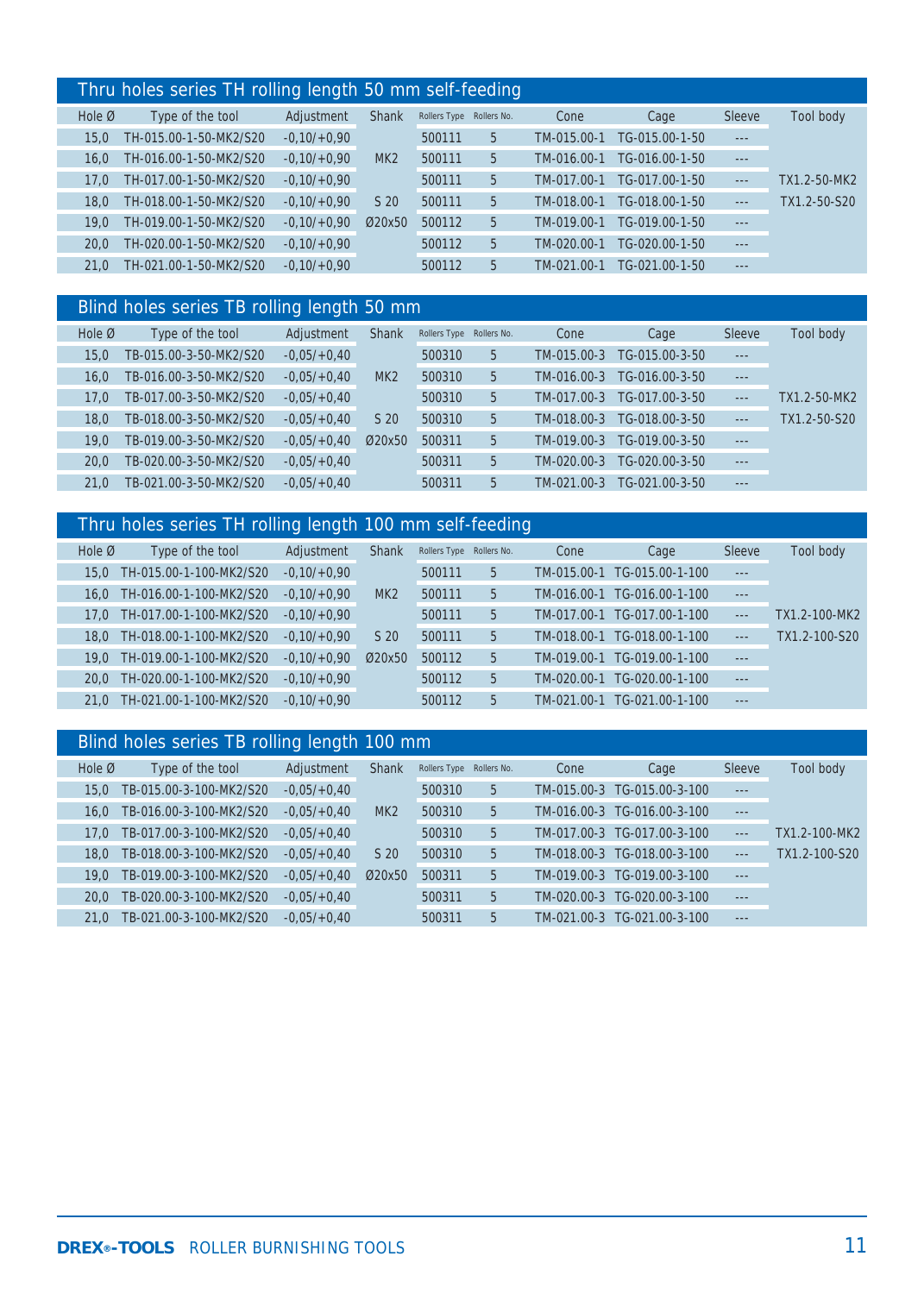## Thru holes series TH rolling length 50 mm self-feeding

| Hole Ø | Type of the tool | Adjustment | Shank | Rollers Type | Rollers No. | Cone | Cage | Sleeve | Tool body |
|---|---|---|---|---|---|---|---|---|---|
| 15,0 | TH-015.00-1-50-MK2/S20 | -0,10/+0,90 | | 500111 | 5 | TM-015.00-1 | TG-015.00-1-50 | --- | |
| 16,0 | TH-016.00-1-50-MK2/S20 | -0,10/+0,90 | MK2 | 500111 | 5 | TM-016.00-1 | TG-016.00-1-50 | --- | |
| 17,0 | TH-017.00-1-50-MK2/S20 | -0,10/+0,90 | | 500111 | 5 | TM-017.00-1 | TG-017.00-1-50 | --- | TX1.2-50-MK2 |
| 18,0 | TH-018.00-1-50-MK2/S20 | -0,10/+0,90 | S 20 | 500111 | 5 | TM-018.00-1 | TG-018.00-1-50 | --- | TX1.2-50-S20 |
| 19,0 | TH-019.00-1-50-MK2/S20 | -0,10/+0,90 | Ø20x50 | 500112 | 5 | TM-019.00-1 | TG-019.00-1-50 | --- | |
| 20,0 | TH-020.00-1-50-MK2/S20 | -0,10/+0,90 | | 500112 | 5 | TM-020.00-1 | TG-020.00-1-50 | --- | |
| 21,0 | TH-021.00-1-50-MK2/S20 | -0,10/+0,90 | | 500112 | 5 | TM-021.00-1 | TG-021.00-1-50 | --- | |

## Blind holes series TB rolling length 50 mm

| Hole Ø | Type of the tool | Adjustment | Shank | Rollers Type | Rollers No. | Cone | Cage | Sleeve | Tool body |
|---|---|---|---|---|---|---|---|---|---|
| 15,0 | TB-015.00-3-50-MK2/S20 | -0,05/+0,40 | | 500310 | 5 | TM-015.00-3 | TG-015.00-3-50 | --- | |
| 16,0 | TB-016.00-3-50-MK2/S20 | -0,05/+0,40 | MK2 | 500310 | 5 | TM-016.00-3 | TG-016.00-3-50 | --- | |
| 17,0 | TB-017.00-3-50-MK2/S20 | -0,05/+0,40 | | 500310 | 5 | TM-017.00-3 | TG-017.00-3-50 | --- | TX1.2-50-MK2 |
| 18,0 | TB-018.00-3-50-MK2/S20 | -0,05/+0,40 | S 20 | 500310 | 5 | TM-018.00-3 | TG-018.00-3-50 | --- | TX1.2-50-S20 |
| 19,0 | TB-019.00-3-50-MK2/S20 | -0,05/+0,40 | Ø20x50 | 500311 | 5 | TM-019.00-3 | TG-019.00-3-50 | --- | |
| 20,0 | TB-020.00-3-50-MK2/S20 | -0,05/+0,40 | | 500311 | 5 | TM-020.00-3 | TG-020.00-3-50 | --- | |
| 21,0 | TB-021.00-3-50-MK2/S20 | -0,05/+0,40 | | 500311 | 5 | TM-021.00-3 | TG-021.00-3-50 | --- | |

## Thru holes series TH rolling length 100 mm self-feeding

| Hole Ø | Type of the tool | Adjustment | Shank | Rollers Type | Rollers No. | Cone | Cage | Sleeve | Tool body |
|---|---|---|---|---|---|---|---|---|---|
| 15,0 | TH-015.00-1-100-MK2/S20 | -0,10/+0,90 | | 500111 | 5 | TM-015.00-1 | TG-015.00-1-100 | --- | |
| 16,0 | TH-016.00-1-100-MK2/S20 | -0,10/+0,90 | MK2 | 500111 | 5 | TM-016.00-1 | TG-016.00-1-100 | --- | |
| 17,0 | TH-017.00-1-100-MK2/S20 | -0,10/+0,90 | | 500111 | 5 | TM-017.00-1 | TG-017.00-1-100 | --- | TX1.2-100-MK2 |
| 18,0 | TH-018.00-1-100-MK2/S20 | -0,10/+0,90 | S 20 | 500111 | 5 | TM-018.00-1 | TG-018.00-1-100 | --- | TX1.2-100-S20 |
| 19,0 | TH-019.00-1-100-MK2/S20 | -0,10/+0,90 | Ø20x50 | 500112 | 5 | TM-019.00-1 | TG-019.00-1-100 | --- | |
| 20,0 | TH-020.00-1-100-MK2/S20 | -0,10/+0,90 | | 500112 | 5 | TM-020.00-1 | TG-020.00-1-100 | --- | |
| 21,0 | TH-021.00-1-100-MK2/S20 | -0,10/+0,90 | | 500112 | 5 | TM-021.00-1 | TG-021.00-1-100 | --- | |

## Blind holes series TB rolling length 100 mm

| Hole Ø | Type of the tool | Adjustment | Shank | Rollers Type | Rollers No. | Cone | Cage | Sleeve | Tool body |
|---|---|---|---|---|---|---|---|---|---|
| 15,0 | TB-015.00-3-100-MK2/S20 | -0,05/+0,40 | | 500310 | 5 | TM-015.00-3 | TG-015.00-3-100 | --- | |
| 16,0 | TB-016.00-3-100-MK2/S20 | -0,05/+0,40 | MK2 | 500310 | 5 | TM-016.00-3 | TG-016.00-3-100 | --- | |
| 17,0 | TB-017.00-3-100-MK2/S20 | -0,05/+0,40 | | 500310 | 5 | TM-017.00-3 | TG-017.00-3-100 | --- | TX1.2-100-MK2 |
| 18,0 | TB-018.00-3-100-MK2/S20 | -0,05/+0,40 | S 20 | 500310 | 5 | TM-018.00-3 | TG-018.00-3-100 | --- | TX1.2-100-S20 |
| 19,0 | TB-019.00-3-100-MK2/S20 | -0,05/+0,40 | Ø20x50 | 500311 | 5 | TM-019.00-3 | TG-019.00-3-100 | --- | |
| 20,0 | TB-020.00-3-100-MK2/S20 | -0,05/+0,40 | | 500311 | 5 | TM-020.00-3 | TG-020.00-3-100 | --- | |
| 21,0 | TB-021.00-3-100-MK2/S20 | -0,05/+0,40 | | 500311 | 5 | TM-021.00-3 | TG-021.00-3-100 | --- | |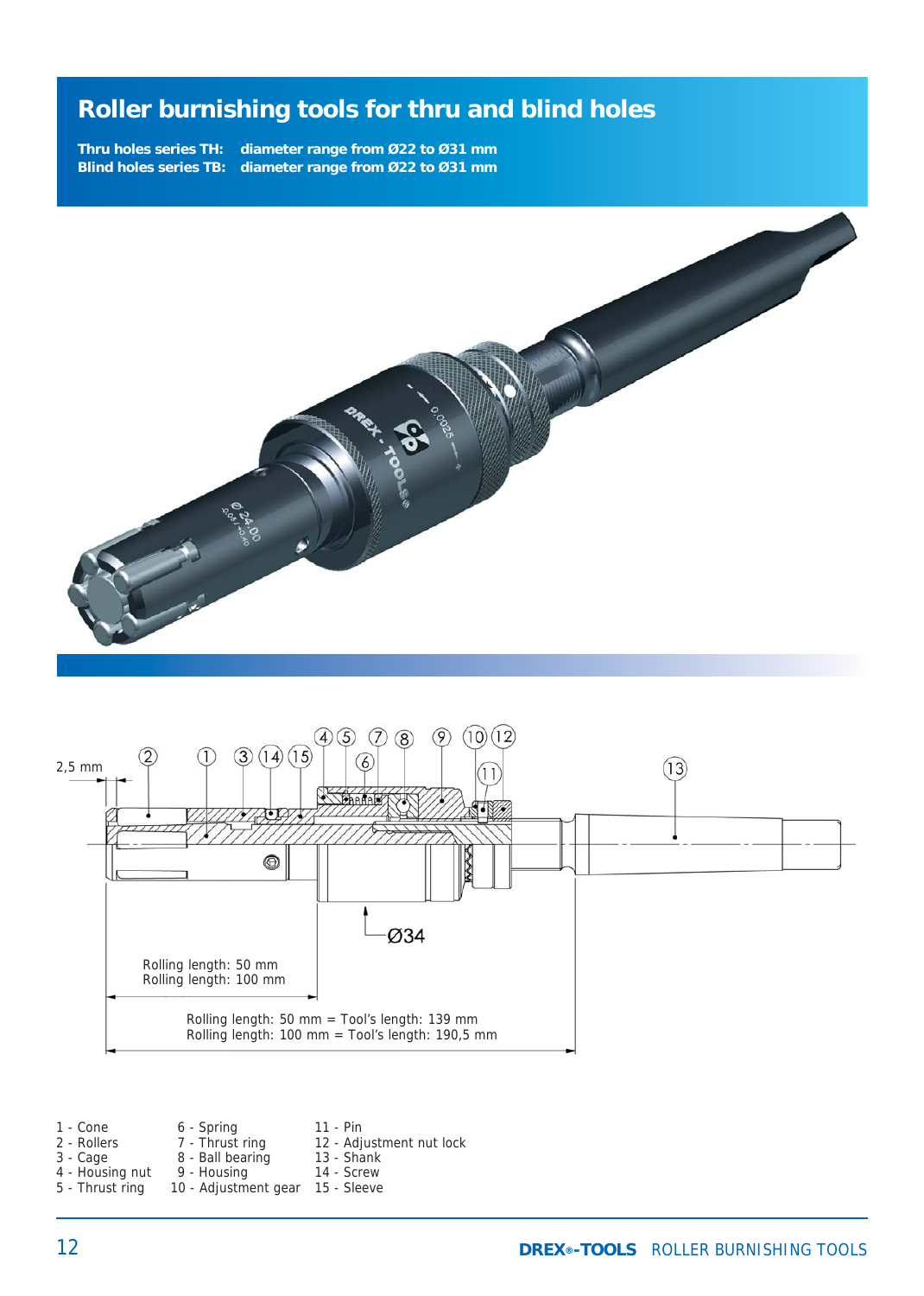# Roller burnishing tools for thru and blind holes

**Thru holes series TH:** diameter range from Ø22 to Ø31 mm
**Blind holes series TB:** diameter range from Ø22 to Ø31 mm

2,5 mm

Ø34

Rolling length: 50 mm
Rolling length: 100 mm

Rolling length: 50 mm = Tool's length: 139 mm
Rolling length: 100 mm = Tool's length: 190,5 mm

| | | |
|---|---|---|
| 1 - Cone | 6 - Spring | 11 - Pin |
| 2 - Rollers | 7 - Thrust ring | 12 - Adjustment nut lock |
| 3 - Cage | 8 - Ball bearing | 13 - Shank |
| 4 - Housing nut | 9 - Housing | 14 - Screw |
| 5 - Thrust ring | 10 - Adjustment gear | 15 - Sleeve |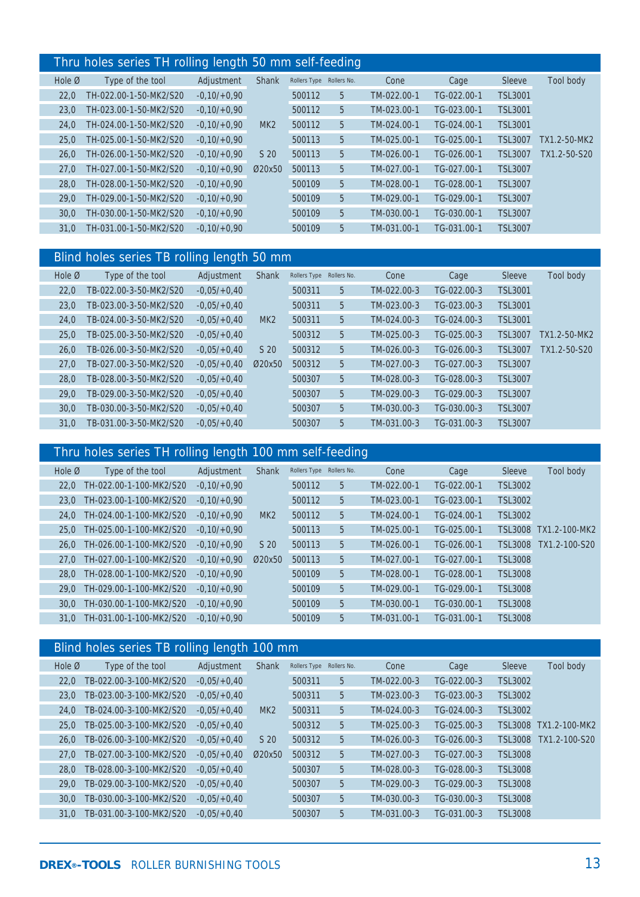## Thru holes series TH rolling length 50 mm self-feeding

| Hole Ø | Type of the tool | Adjustment | Shank | Rollers Type | Rollers No. | Cone | Cage | Sleeve | Tool body |
|---|---|---|---|---|---|---|---|---|---|
| 22,0 | TH-022.00-1-50-MK2/S20 | -0,10/+0,90 | | 500112 | 5 | TM-022.00-1 | TG-022.00-1 | TSL3001 | |
| 23,0 | TH-023.00-1-50-MK2/S20 | -0,10/+0,90 | | 500112 | 5 | TM-023.00-1 | TG-023.00-1 | TSL3001 | |
| 24,0 | TH-024.00-1-50-MK2/S20 | -0,10/+0,90 | MK2 | 500112 | 5 | TM-024.00-1 | TG-024.00-1 | TSL3001 | |
| 25,0 | TH-025.00-1-50-MK2/S20 | -0,10/+0,90 | | 500113 | 5 | TM-025.00-1 | TG-025.00-1 | TSL3007 | TX1.2-50-MK2 |
| 26,0 | TH-026.00-1-50-MK2/S20 | -0,10/+0,90 | S 20 | 500113 | 5 | TM-026.00-1 | TG-026.00-1 | TSL3007 | TX1.2-50-S20 |
| 27,0 | TH-027.00-1-50-MK2/S20 | -0,10/+0,90 | Ø20x50 | 500113 | 5 | TM-027.00-1 | TG-027.00-1 | TSL3007 | |
| 28,0 | TH-028.00-1-50-MK2/S20 | -0,10/+0,90 | | 500109 | 5 | TM-028.00-1 | TG-028.00-1 | TSL3007 | |
| 29,0 | TH-029.00-1-50-MK2/S20 | -0,10/+0,90 | | 500109 | 5 | TM-029.00-1 | TG-029.00-1 | TSL3007 | |
| 30,0 | TH-030.00-1-50-MK2/S20 | -0,10/+0,90 | | 500109 | 5 | TM-030.00-1 | TG-030.00-1 | TSL3007 | |
| 31,0 | TH-031.00-1-50-MK2/S20 | -0,10/+0,90 | | 500109 | 5 | TM-031.00-1 | TG-031.00-1 | TSL3007 | |

## Blind holes series TB rolling length 50 mm

| Hole Ø | Type of the tool | Adjustment | Shank | Rollers Type | Rollers No. | Cone | Cage | Sleeve | Tool body |
|---|---|---|---|---|---|---|---|---|---|
| 22,0 | TB-022.00-3-50-MK2/S20 | -0,05/+0,40 | | 500311 | 5 | TM-022.00-3 | TG-022.00-3 | TSL3001 | |
| 23,0 | TB-023.00-3-50-MK2/S20 | -0,05/+0,40 | | 500311 | 5 | TM-023.00-3 | TG-023.00-3 | TSL3001 | |
| 24,0 | TB-024.00-3-50-MK2/S20 | -0,05/+0,40 | MK2 | 500311 | 5 | TM-024.00-3 | TG-024.00-3 | TSL3001 | |
| 25,0 | TB-025.00-3-50-MK2/S20 | -0,05/+0,40 | | 500312 | 5 | TM-025.00-3 | TG-025.00-3 | TSL3007 | TX1.2-50-MK2 |
| 26,0 | TB-026.00-3-50-MK2/S20 | -0,05/+0,40 | S 20 | 500312 | 5 | TM-026.00-3 | TG-026.00-3 | TSL3007 | TX1.2-50-S20 |
| 27,0 | TB-027.00-3-50-MK2/S20 | -0,05/+0,40 | Ø20x50 | 500312 | 5 | TM-027.00-3 | TG-027.00-3 | TSL3007 | |
| 28,0 | TB-028.00-3-50-MK2/S20 | -0,05/+0,40 | | 500307 | 5 | TM-028.00-3 | TG-028.00-3 | TSL3007 | |
| 29,0 | TB-029.00-3-50-MK2/S20 | -0,05/+0,40 | | 500307 | 5 | TM-029.00-3 | TG-029.00-3 | TSL3007 | |
| 30,0 | TB-030.00-3-50-MK2/S20 | -0,05/+0,40 | | 500307 | 5 | TM-030.00-3 | TG-030.00-3 | TSL3007 | |
| 31,0 | TB-031.00-3-50-MK2/S20 | -0,05/+0,40 | | 500307 | 5 | TM-031.00-3 | TG-031.00-3 | TSL3007 | |

## Thru holes series TH rolling length 100 mm self-feeding

| Hole Ø | Type of the tool | Adjustment | Shank | Rollers Type | Rollers No. | Cone | Cage | Sleeve | Tool body |
|---|---|---|---|---|---|---|---|---|---|
| 22,0 | TH-022.00-1-100-MK2/S20 | -0,10/+0,90 | | 500112 | 5 | TM-022.00-1 | TG-022.00-1 | TSL3002 | |
| 23,0 | TH-023.00-1-100-MK2/S20 | -0,10/+0,90 | | 500112 | 5 | TM-023.00-1 | TG-023.00-1 | TSL3002 | |
| 24,0 | TH-024.00-1-100-MK2/S20 | -0,10/+0,90 | MK2 | 500112 | 5 | TM-024.00-1 | TG-024.00-1 | TSL3002 | |
| 25,0 | TH-025.00-1-100-MK2/S20 | -0,10/+0,90 | | 500113 | 5 | TM-025.00-1 | TG-025.00-1 | TSL3008 | TX1.2-100-MK2 |
| 26,0 | TH-026.00-1-100-MK2/S20 | -0,10/+0,90 | S 20 | 500113 | 5 | TM-026.00-1 | TG-026.00-1 | TSL3008 | TX1.2-100-S20 |
| 27,0 | TH-027.00-1-100-MK2/S20 | -0,10/+0,90 | Ø20x50 | 500113 | 5 | TM-027.00-1 | TG-027.00-1 | TSL3008 | |
| 28,0 | TH-028.00-1-100-MK2/S20 | -0,10/+0,90 | | 500109 | 5 | TM-028.00-1 | TG-028.00-1 | TSL3008 | |
| 29,0 | TH-029.00-1-100-MK2/S20 | -0,10/+0,90 | | 500109 | 5 | TM-029.00-1 | TG-029.00-1 | TSL3008 | |
| 30,0 | TH-030.00-1-100-MK2/S20 | -0,10/+0,90 | | 500109 | 5 | TM-030.00-1 | TG-030.00-1 | TSL3008 | |
| 31,0 | TH-031.00-1-100-MK2/S20 | -0,10/+0,90 | | 500109 | 5 | TM-031.00-1 | TG-031.00-1 | TSL3008 | |

## Blind holes series TB rolling length 100 mm

| Hole Ø | Type of the tool | Adjustment | Shank | Rollers Type | Rollers No. | Cone | Cage | Sleeve | Tool body |
|---|---|---|---|---|---|---|---|---|---|
| 22,0 | TB-022.00-3-100-MK2/S20 | -0,05/+0,40 | | 500311 | 5 | TM-022.00-3 | TG-022.00-3 | TSL3002 | |
| 23,0 | TB-023.00-3-100-MK2/S20 | -0,05/+0,40 | | 500311 | 5 | TM-023.00-3 | TG-023.00-3 | TSL3002 | |
| 24,0 | TB-024.00-3-100-MK2/S20 | -0,05/+0,40 | MK2 | 500311 | 5 | TM-024.00-3 | TG-024.00-3 | TSL3002 | |
| 25,0 | TB-025.00-3-100-MK2/S20 | -0,05/+0,40 | | 500312 | 5 | TM-025.00-3 | TG-025.00-3 | TSL3008 | TX1.2-100-MK2 |
| 26,0 | TB-026.00-3-100-MK2/S20 | -0,05/+0,40 | S 20 | 500312 | 5 | TM-026.00-3 | TG-026.00-3 | TSL3008 | TX1.2-100-S20 |
| 27,0 | TB-027.00-3-100-MK2/S20 | -0,05/+0,40 | Ø20x50 | 500312 | 5 | TM-027.00-3 | TG-027.00-3 | TSL3008 | |
| 28,0 | TB-028.00-3-100-MK2/S20 | -0,05/+0,40 | | 500307 | 5 | TM-028.00-3 | TG-028.00-3 | TSL3008 | |
| 29,0 | TB-029.00-3-100-MK2/S20 | -0,05/+0,40 | | 500307 | 5 | TM-029.00-3 | TG-029.00-3 | TSL3008 | |
| 30,0 | TB-030.00-3-100-MK2/S20 | -0,05/+0,40 | | 500307 | 5 | TM-030.00-3 | TG-030.00-3 | TSL3008 | |
| 31,0 | TB-031.00-3-100-MK2/S20 | -0,05/+0,40 | | 500307 | 5 | TM-031.00-3 | TG-031.00-3 | TSL3008 | |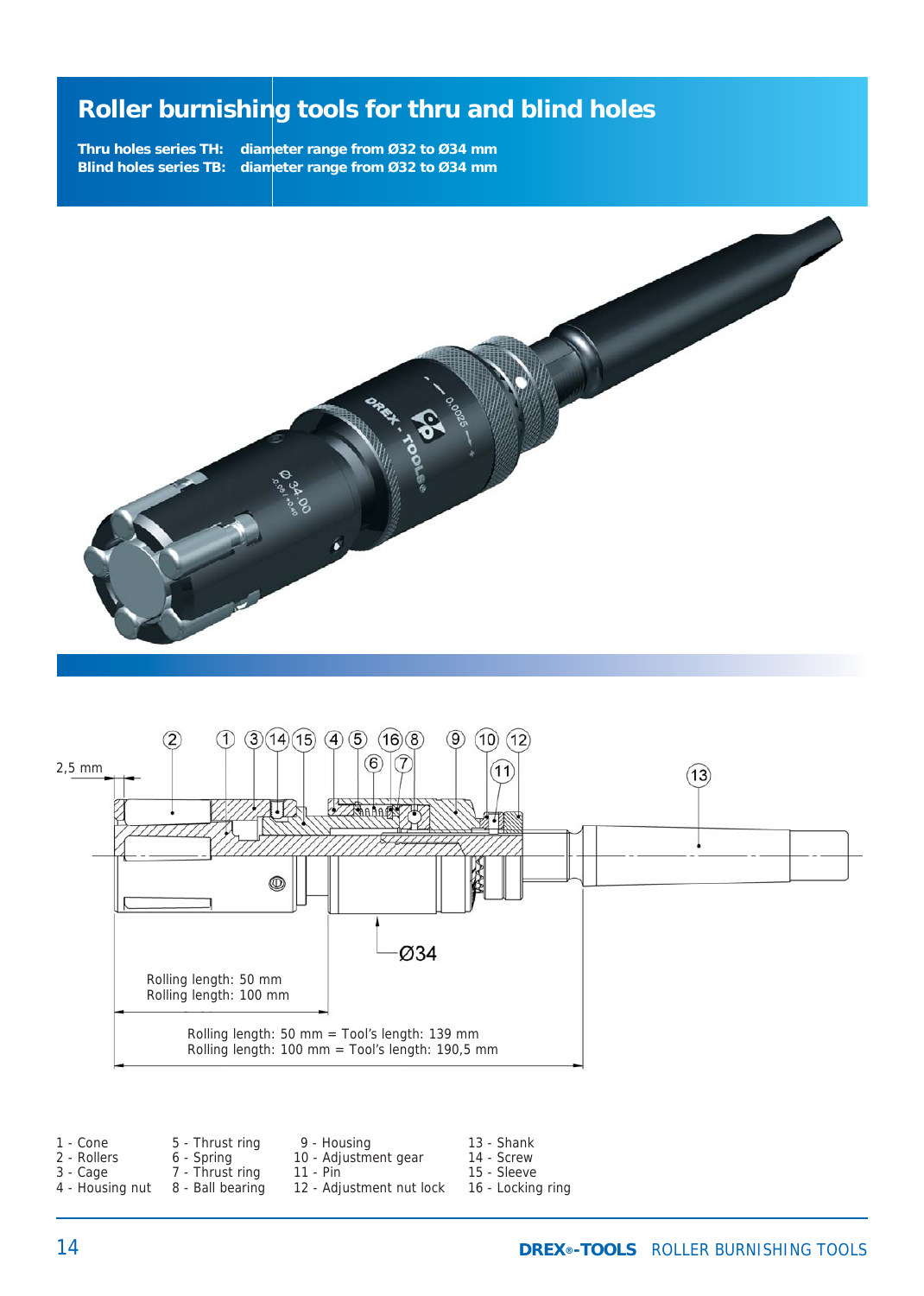# Roller burnishing tools for thru and blind holes

**Thru holes series TH:** diameter range from Ø32 to Ø34 mm
**Blind holes series TB:** diameter range from Ø32 to Ø34 mm

2,5 mm

Ø34

Rolling length: 50 mm
Rolling length: 100 mm

Rolling length: 50 mm = Tool's length: 139 mm
Rolling length: 100 mm = Tool's length: 190,5 mm

| | | | |
|---|---|---|---|
| 1 - Cone | 5 - Thrust ring | 9 - Housing | 13 - Shank |
| 2 - Rollers | 6 - Spring | 10 - Adjustment gear | 14 - Screw |
| 3 - Cage | 7 - Thrust ring | 11 - Pin | 15 - Sleeve |
| 4 - Housing nut | 8 - Ball bearing | 12 - Adjustment nut lock | 16 - Locking ring |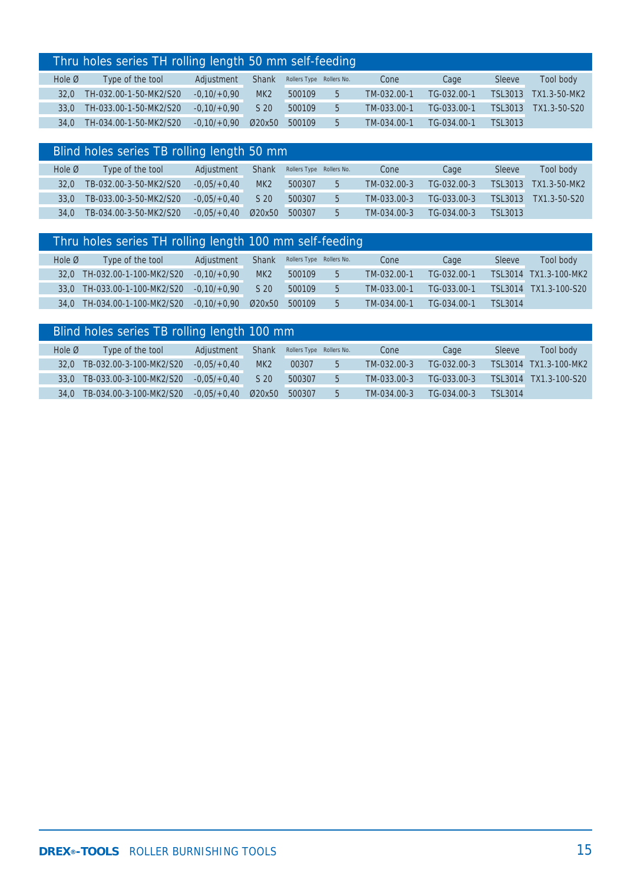## Thru holes series TH rolling length 50 mm self-feeding

| Hole Ø | Type of the tool | Adjustment | Shank | Rollers Type | Rollers No. | Cone | Cage | Sleeve | Tool body |
|---|---|---|---|---|---|---|---|---|---|
| 32,0 | TH-032.00-1-50-MK2/S20 | -0,10/+0,90 | MK2 | 500109 | 5 | TM-032.00-1 | TG-032.00-1 | TSL3013 | TX1.3-50-MK2 |
| 33,0 | TH-033.00-1-50-MK2/S20 | -0,10/+0,90 | S 20 | 500109 | 5 | TM-033.00-1 | TG-033.00-1 | TSL3013 | TX1.3-50-S20 |
| 34,0 | TH-034.00-1-50-MK2/S20 | -0,10/+0,90 | Ø20x50 | 500109 | 5 | TM-034.00-1 | TG-034.00-1 | TSL3013 | |

## Blind holes series TB rolling length 50 mm

| Hole Ø | Type of the tool | Adjustment | Shank | Rollers Type | Rollers No. | Cone | Cage | Sleeve | Tool body |
|---|---|---|---|---|---|---|---|---|---|
| 32,0 | TB-032.00-3-50-MK2/S20 | -0,05/+0,40 | MK2 | 500307 | 5 | TM-032.00-3 | TG-032.00-3 | TSL3013 | TX1.3-50-MK2 |
| 33,0 | TB-033.00-3-50-MK2/S20 | -0,05/+0,40 | S 20 | 500307 | 5 | TM-033.00-3 | TG-033.00-3 | TSL3013 | TX1.3-50-S20 |
| 34,0 | TB-034.00-3-50-MK2/S20 | -0,05/+0,40 | Ø20x50 | 500307 | 5 | TM-034.00-3 | TG-034.00-3 | TSL3013 | |

## Thru holes series TH rolling length 100 mm self-feeding

| Hole Ø | Type of the tool | Adjustment | Shank | Rollers Type | Rollers No. | Cone | Cage | Sleeve | Tool body |
|---|---|---|---|---|---|---|---|---|---|
| 32,0 | TH-032.00-1-100-MK2/S20 | -0,10/+0,90 | MK2 | 500109 | 5 | TM-032.00-1 | TG-032.00-1 | TSL3014 | TX1.3-100-MK2 |
| 33,0 | TH-033.00-1-100-MK2/S20 | -0,10/+0,90 | S 20 | 500109 | 5 | TM-033.00-1 | TG-033.00-1 | TSL3014 | TX1.3-100-S20 |
| 34,0 | TH-034.00-1-100-MK2/S20 | -0,10/+0,90 | Ø20x50 | 500109 | 5 | TM-034.00-1 | TG-034.00-1 | TSL3014 | |

## Blind holes series TB rolling length 100 mm

| Hole Ø | Type of the tool | Adjustment | Shank | Rollers Type | Rollers No. | Cone | Cage | Sleeve | Tool body |
|---|---|---|---|---|---|---|---|---|---|
| 32,0 | TB-032.00-3-100-MK2/S20 | -0,05/+0,40 | MK2 | 00307 | 5 | TM-032.00-3 | TG-032.00-3 | TSL3014 | TX1.3-100-MK2 |
| 33,0 | TB-033.00-3-100-MK2/S20 | -0,05/+0,40 | S 20 | 500307 | 5 | TM-033.00-3 | TG-033.00-3 | TSL3014 | TX1.3-100-S20 |
| 34,0 | TB-034.00-3-100-MK2/S20 | -0,05/+0,40 | Ø20x50 | 500307 | 5 | TM-034.00-3 | TG-034.00-3 | TSL3014 | |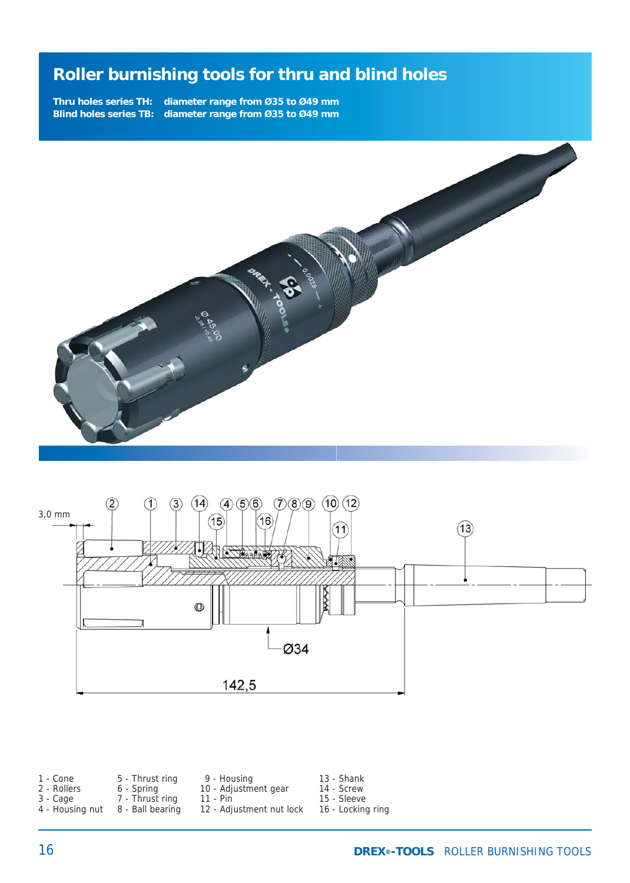# Roller burnishing tools for thru and blind holes

**Thru holes series TH:** diameter range from Ø35 to Ø49 mm
**Blind holes series TB:** diameter range from Ø35 to Ø49 mm

3,0 mm

Ø34

142,5

| | | | |
|---|---|---|---|
| 1 - Cone | 5 - Thrust ring | 9 - Housing | 13 - Shank |
| 2 - Rollers | 6 - Spring | 10 - Adjustment gear | 14 - Screw |
| 3 - Cage | 7 - Thrust ring | 11 - Pin | 15 - Sleeve |
| 4 - Housing nut | 8 - Ball bearing | 12 - Adjustment nut lock | 16 - Locking ring |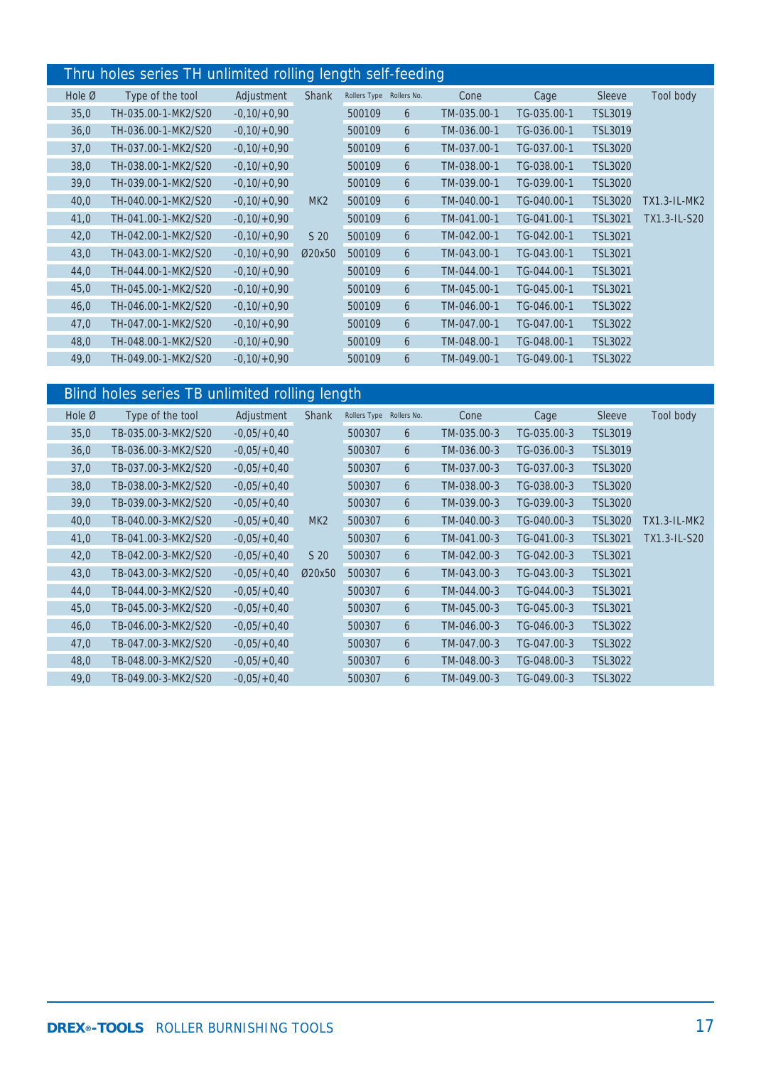## Thru holes series TH unlimited rolling length self-feeding

| Hole Ø | Type of the tool | Adjustment | Shank | Rollers Type | Rollers No. | Cone | Cage | Sleeve | Tool body |
|---|---|---|---|---|---|---|---|---|---|
| 35,0 | TH-035.00-1-MK2/S20 | -0,10/+0,90 | | 500109 | 6 | TM-035.00-1 | TG-035.00-1 | TSL3019 | |
| 36,0 | TH-036.00-1-MK2/S20 | -0,10/+0,90 | | 500109 | 6 | TM-036.00-1 | TG-036.00-1 | TSL3019 | |
| 37,0 | TH-037.00-1-MK2/S20 | -0,10/+0,90 | | 500109 | 6 | TM-037.00-1 | TG-037.00-1 | TSL3020 | |
| 38,0 | TH-038.00-1-MK2/S20 | -0,10/+0,90 | | 500109 | 6 | TM-038.00-1 | TG-038.00-1 | TSL3020 | |
| 39,0 | TH-039.00-1-MK2/S20 | -0,10/+0,90 | | 500109 | 6 | TM-039.00-1 | TG-039.00-1 | TSL3020 | |
| 40,0 | TH-040.00-1-MK2/S20 | -0,10/+0,90 | MK2 | 500109 | 6 | TM-040.00-1 | TG-040.00-1 | TSL3020 | TX1.3-IL-MK2 |
| 41,0 | TH-041.00-1-MK2/S20 | -0,10/+0,90 | | 500109 | 6 | TM-041.00-1 | TG-041.00-1 | TSL3021 | TX1.3-IL-S20 |
| 42,0 | TH-042.00-1-MK2/S20 | -0,10/+0,90 | S 20 | 500109 | 6 | TM-042.00-1 | TG-042.00-1 | TSL3021 | |
| 43,0 | TH-043.00-1-MK2/S20 | -0,10/+0,90 | Ø20x50 | 500109 | 6 | TM-043.00-1 | TG-043.00-1 | TSL3021 | |
| 44,0 | TH-044.00-1-MK2/S20 | -0,10/+0,90 | | 500109 | 6 | TM-044.00-1 | TG-044.00-1 | TSL3021 | |
| 45,0 | TH-045.00-1-MK2/S20 | -0,10/+0,90 | | 500109 | 6 | TM-045.00-1 | TG-045.00-1 | TSL3021 | |
| 46,0 | TH-046.00-1-MK2/S20 | -0,10/+0,90 | | 500109 | 6 | TM-046.00-1 | TG-046.00-1 | TSL3022 | |
| 47,0 | TH-047.00-1-MK2/S20 | -0,10/+0,90 | | 500109 | 6 | TM-047.00-1 | TG-047.00-1 | TSL3022 | |
| 48,0 | TH-048.00-1-MK2/S20 | -0,10/+0,90 | | 500109 | 6 | TM-048.00-1 | TG-048.00-1 | TSL3022 | |
| 49,0 | TH-049.00-1-MK2/S20 | -0,10/+0,90 | | 500109 | 6 | TM-049.00-1 | TG-049.00-1 | TSL3022 | |

## Blind holes series TB unlimited rolling length

| Hole Ø | Type of the tool | Adjustment | Shank | Rollers Type | Rollers No. | Cone | Cage | Sleeve | Tool body |
|---|---|---|---|---|---|---|---|---|---|
| 35,0 | TB-035.00-3-MK2/S20 | -0,05/+0,40 | | 500307 | 6 | TM-035.00-3 | TG-035.00-3 | TSL3019 | |
| 36,0 | TB-036.00-3-MK2/S20 | -0,05/+0,40 | | 500307 | 6 | TM-036.00-3 | TG-036.00-3 | TSL3019 | |
| 37,0 | TB-037.00-3-MK2/S20 | -0,05/+0,40 | | 500307 | 6 | TM-037.00-3 | TG-037.00-3 | TSL3020 | |
| 38,0 | TB-038.00-3-MK2/S20 | -0,05/+0,40 | | 500307 | 6 | TM-038.00-3 | TG-038.00-3 | TSL3020 | |
| 39,0 | TB-039.00-3-MK2/S20 | -0,05/+0,40 | | 500307 | 6 | TM-039.00-3 | TG-039.00-3 | TSL3020 | |
| 40,0 | TB-040.00-3-MK2/S20 | -0,05/+0,40 | MK2 | 500307 | 6 | TM-040.00-3 | TG-040.00-3 | TSL3020 | TX1.3-IL-MK2 |
| 41,0 | TB-041.00-3-MK2/S20 | -0,05/+0,40 | | 500307 | 6 | TM-041.00-3 | TG-041.00-3 | TSL3021 | TX1.3-IL-S20 |
| 42,0 | TB-042.00-3-MK2/S20 | -0,05/+0,40 | S 20 | 500307 | 6 | TM-042.00-3 | TG-042.00-3 | TSL3021 | |
| 43,0 | TB-043.00-3-MK2/S20 | -0,05/+0,40 | Ø20x50 | 500307 | 6 | TM-043.00-3 | TG-043.00-3 | TSL3021 | |
| 44,0 | TB-044.00-3-MK2/S20 | -0,05/+0,40 | | 500307 | 6 | TM-044.00-3 | TG-044.00-3 | TSL3021 | |
| 45,0 | TB-045.00-3-MK2/S20 | -0,05/+0,40 | | 500307 | 6 | TM-045.00-3 | TG-045.00-3 | TSL3021 | |
| 46,0 | TB-046.00-3-MK2/S20 | -0,05/+0,40 | | 500307 | 6 | TM-046.00-3 | TG-046.00-3 | TSL3022 | |
| 47,0 | TB-047.00-3-MK2/S20 | -0,05/+0,40 | | 500307 | 6 | TM-047.00-3 | TG-047.00-3 | TSL3022 | |
| 48,0 | TB-048.00-3-MK2/S20 | -0,05/+0,40 | | 500307 | 6 | TM-048.00-3 | TG-048.00-3 | TSL3022 | |
| 49,0 | TB-049.00-3-MK2/S20 | -0,05/+0,40 | | 500307 | 6 | TM-049.00-3 | TG-049.00-3 | TSL3022 | |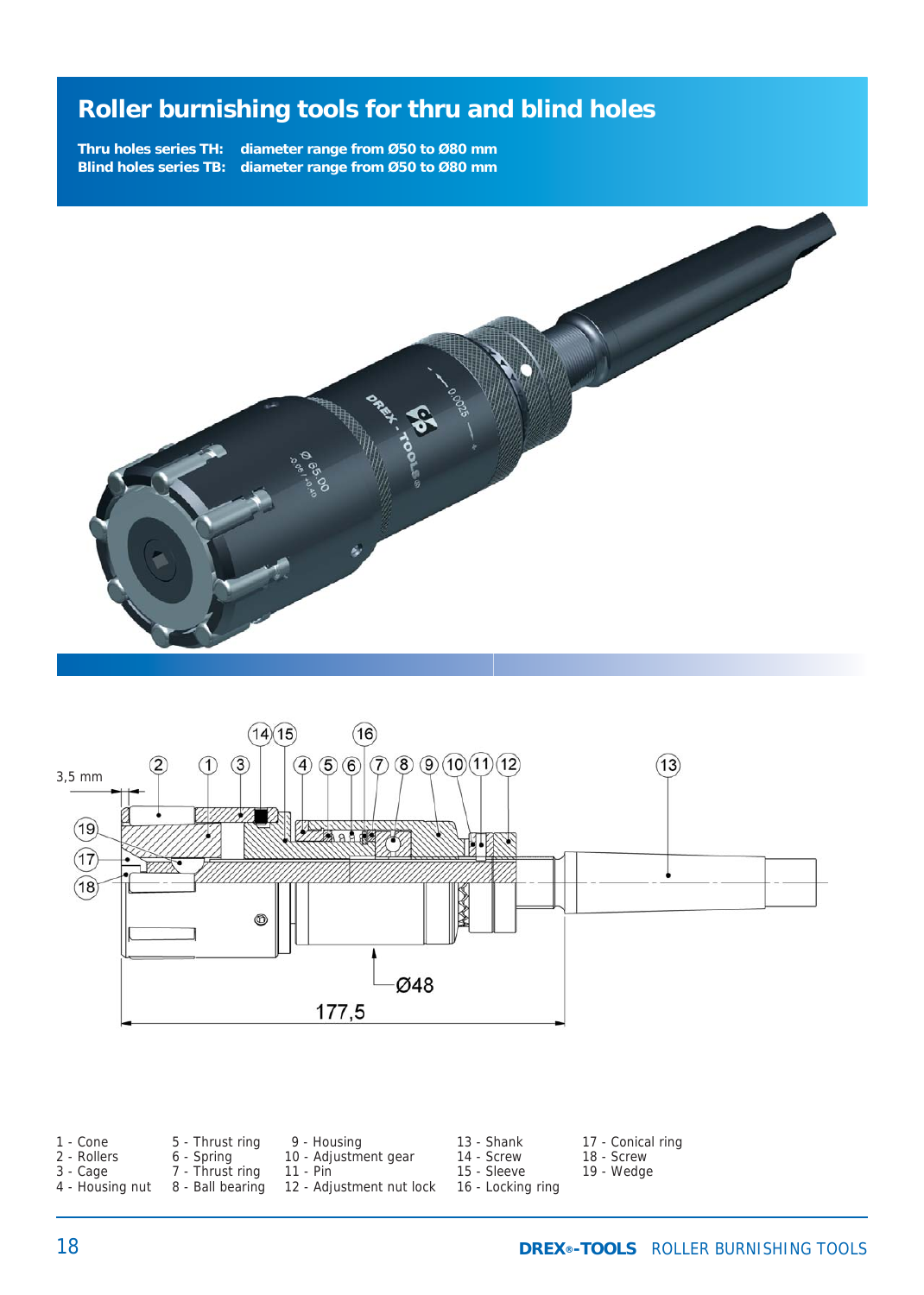# Roller burnishing tools for thru and blind holes

**Thru holes series TH:** diameter range from Ø50 to Ø80 mm
**Blind holes series TB:** diameter range from Ø50 to Ø80 mm

| | | | | |
|---|---|---|---|---|
| 1 - Cone | 5 - Thrust ring | 9 - Housing | 13 - Shank | 17 - Conical ring |
| 2 - Rollers | 6 - Spring | 10 - Adjustment gear | 14 - Screw | 18 - Screw |
| 3 - Cage | 7 - Thrust ring | 11 - Pin | 15 - Sleeve | 19 - Wedge |
| 4 - Housing nut | 8 - Ball bearing | 12 - Adjustment nut lock | 16 - Locking ring | |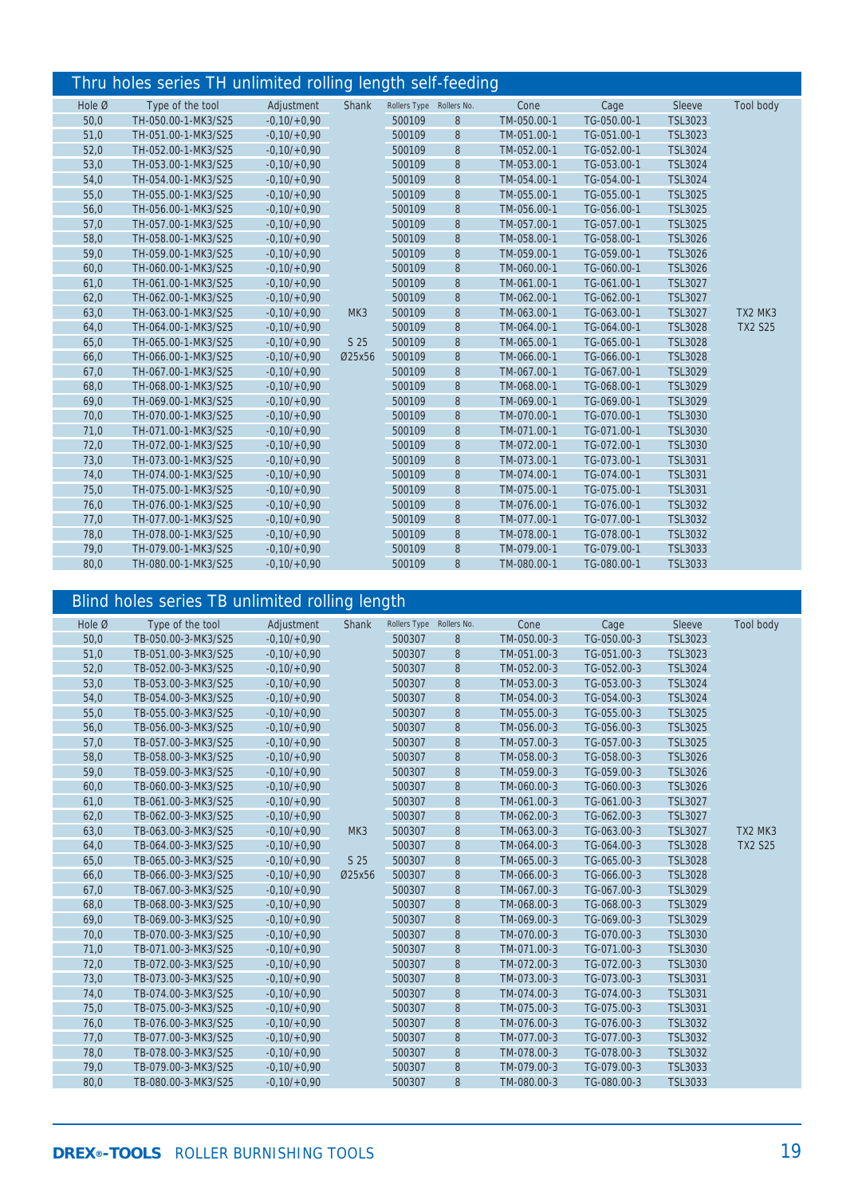## Thru holes series TH unlimited rolling length self-feeding

| Hole Ø | Type of the tool | Adjustment | Shank | Rollers Type | Rollers No. | Cone | Cage | Sleeve | Tool body |
|---|---|---|---|---|---|---|---|---|---|
| 50,0 | TH-050.00-1-MK3/S25 | -0,10/+0,90 | | 500109 | 8 | TM-050.00-1 | TG-050.00-1 | TSL3023 | |
| 51,0 | TH-051.00-1-MK3/S25 | -0,10/+0,90 | | 500109 | 8 | TM-051.00-1 | TG-051.00-1 | TSL3023 | |
| 52,0 | TH-052.00-1-MK3/S25 | -0,10/+0,90 | | 500109 | 8 | TM-052.00-1 | TG-052.00-1 | TSL3024 | |
| 53,0 | TH-053.00-1-MK3/S25 | -0,10/+0,90 | | 500109 | 8 | TM-053.00-1 | TG-053.00-1 | TSL3024 | |
| 54,0 | TH-054.00-1-MK3/S25 | -0,10/+0,90 | | 500109 | 8 | TM-054.00-1 | TG-054.00-1 | TSL3024 | |
| 55,0 | TH-055.00-1-MK3/S25 | -0,10/+0,90 | | 500109 | 8 | TM-055.00-1 | TG-055.00-1 | TSL3025 | |
| 56,0 | TH-056.00-1-MK3/S25 | -0,10/+0,90 | | 500109 | 8 | TM-056.00-1 | TG-056.00-1 | TSL3025 | |
| 57,0 | TH-057.00-1-MK3/S25 | -0,10/+0,90 | | 500109 | 8 | TM-057.00-1 | TG-057.00-1 | TSL3025 | |
| 58,0 | TH-058.00-1-MK3/S25 | -0,10/+0,90 | | 500109 | 8 | TM-058.00-1 | TG-058.00-1 | TSL3026 | |
| 59,0 | TH-059.00-1-MK3/S25 | -0,10/+0,90 | | 500109 | 8 | TM-059.00-1 | TG-059.00-1 | TSL3026 | |
| 60,0 | TH-060.00-1-MK3/S25 | -0,10/+0,90 | | 500109 | 8 | TM-060.00-1 | TG-060.00-1 | TSL3026 | |
| 61,0 | TH-061.00-1-MK3/S25 | -0,10/+0,90 | | 500109 | 8 | TM-061.00-1 | TG-061.00-1 | TSL3027 | |
| 62,0 | TH-062.00-1-MK3/S25 | -0,10/+0,90 | | 500109 | 8 | TM-062.00-1 | TG-062.00-1 | TSL3027 | |
| 63,0 | TH-063.00-1-MK3/S25 | -0,10/+0,90 | MK3 | 500109 | 8 | TM-063.00-1 | TG-063.00-1 | TSL3027 | TX2 MK3 |
| 64,0 | TH-064.00-1-MK3/S25 | -0,10/+0,90 | | 500109 | 8 | TM-064.00-1 | TG-064.00-1 | TSL3028 | TX2 S25 |
| 65,0 | TH-065.00-1-MK3/S25 | -0,10/+0,90 | S 25 | 500109 | 8 | TM-065.00-1 | TG-065.00-1 | TSL3028 | |
| 66,0 | TH-066.00-1-MK3/S25 | -0,10/+0,90 | Ø25x56 | 500109 | 8 | TM-066.00-1 | TG-066.00-1 | TSL3028 | |
| 67,0 | TH-067.00-1-MK3/S25 | -0,10/+0,90 | | 500109 | 8 | TM-067.00-1 | TG-067.00-1 | TSL3029 | |
| 68,0 | TH-068.00-1-MK3/S25 | -0,10/+0,90 | | 500109 | 8 | TM-068.00-1 | TG-068.00-1 | TSL3029 | |
| 69,0 | TH-069.00-1-MK3/S25 | -0,10/+0,90 | | 500109 | 8 | TM-069.00-1 | TG-069.00-1 | TSL3029 | |
| 70,0 | TH-070.00-1-MK3/S25 | -0,10/+0,90 | | 500109 | 8 | TM-070.00-1 | TG-070.00-1 | TSL3030 | |
| 71,0 | TH-071.00-1-MK3/S25 | -0,10/+0,90 | | 500109 | 8 | TM-071.00-1 | TG-071.00-1 | TSL3030 | |
| 72,0 | TH-072.00-1-MK3/S25 | -0,10/+0,90 | | 500109 | 8 | TM-072.00-1 | TG-072.00-1 | TSL3030 | |
| 73,0 | TH-073.00-1-MK3/S25 | -0,10/+0,90 | | 500109 | 8 | TM-073.00-1 | TG-073.00-1 | TSL3031 | |
| 74,0 | TH-074.00-1-MK3/S25 | -0,10/+0,90 | | 500109 | 8 | TM-074.00-1 | TG-074.00-1 | TSL3031 | |
| 75,0 | TH-075.00-1-MK3/S25 | -0,10/+0,90 | | 500109 | 8 | TM-075.00-1 | TG-075.00-1 | TSL3031 | |
| 76,0 | TH-076.00-1-MK3/S25 | -0,10/+0,90 | | 500109 | 8 | TM-076.00-1 | TG-076.00-1 | TSL3032 | |
| 77,0 | TH-077.00-1-MK3/S25 | -0,10/+0,90 | | 500109 | 8 | TM-077.00-1 | TG-077.00-1 | TSL3032 | |
| 78,0 | TH-078.00-1-MK3/S25 | -0,10/+0,90 | | 500109 | 8 | TM-078.00-1 | TG-078.00-1 | TSL3032 | |
| 79,0 | TH-079.00-1-MK3/S25 | -0,10/+0,90 | | 500109 | 8 | TM-079.00-1 | TG-079.00-1 | TSL3033 | |
| 80,0 | TH-080.00-1-MK3/S25 | -0,10/+0,90 | | 500109 | 8 | TM-080.00-1 | TG-080.00-1 | TSL3033 | |

## Blind holes series TB unlimited rolling length

| Hole Ø | Type of the tool | Adjustment | Shank | Rollers Type | Rollers No. | Cone | Cage | Sleeve | Tool body |
|---|---|---|---|---|---|---|---|---|---|
| 50,0 | TB-050.00-3-MK3/S25 | -0,10/+0,90 | | 500307 | 8 | TM-050.00-3 | TG-050.00-3 | TSL3023 | |
| 51,0 | TB-051.00-3-MK3/S25 | -0,10/+0,90 | | 500307 | 8 | TM-051.00-3 | TG-051.00-3 | TSL3023 | |
| 52,0 | TB-052.00-3-MK3/S25 | -0,10/+0,90 | | 500307 | 8 | TM-052.00-3 | TG-052.00-3 | TSL3024 | |
| 53,0 | TB-053.00-3-MK3/S25 | -0,10/+0,90 | | 500307 | 8 | TM-053.00-3 | TG-053.00-3 | TSL3024 | |
| 54,0 | TB-054.00-3-MK3/S25 | -0,10/+0,90 | | 500307 | 8 | TM-054.00-3 | TG-054.00-3 | TSL3024 | |
| 55,0 | TB-055.00-3-MK3/S25 | -0,10/+0,90 | | 500307 | 8 | TM-055.00-3 | TG-055.00-3 | TSL3025 | |
| 56,0 | TB-056.00-3-MK3/S25 | -0,10/+0,90 | | 500307 | 8 | TM-056.00-3 | TG-056.00-3 | TSL3025 | |
| 57,0 | TB-057.00-3-MK3/S25 | -0,10/+0,90 | | 500307 | 8 | TM-057.00-3 | TG-057.00-3 | TSL3025 | |
| 58,0 | TB-058.00-3-MK3/S25 | -0,10/+0,90 | | 500307 | 8 | TM-058.00-3 | TG-058.00-3 | TSL3026 | |
| 59,0 | TB-059.00-3-MK3/S25 | -0,10/+0,90 | | 500307 | 8 | TM-059.00-3 | TG-059.00-3 | TSL3026 | |
| 60,0 | TB-060.00-3-MK3/S25 | -0,10/+0,90 | | 500307 | 8 | TM-060.00-3 | TG-060.00-3 | TSL3026 | |
| 61,0 | TB-061.00-3-MK3/S25 | -0,10/+0,90 | | 500307 | 8 | TM-061.00-3 | TG-061.00-3 | TSL3027 | |
| 62,0 | TB-062.00-3-MK3/S25 | -0,10/+0,90 | | 500307 | 8 | TM-062.00-3 | TG-062.00-3 | TSL3027 | |
| 63,0 | TB-063.00-3-MK3/S25 | -0,10/+0,90 | MK3 | 500307 | 8 | TM-063.00-3 | TG-063.00-3 | TSL3027 | TX2 MK3 |
| 64,0 | TB-064.00-3-MK3/S25 | -0,10/+0,90 | | 500307 | 8 | TM-064.00-3 | TG-064.00-3 | TSL3028 | TX2 S25 |
| 65,0 | TB-065.00-3-MK3/S25 | -0,10/+0,90 | S 25 | 500307 | 8 | TM-065.00-3 | TG-065.00-3 | TSL3028 | |
| 66,0 | TB-066.00-3-MK3/S25 | -0,10/+0,90 | Ø25x56 | 500307 | 8 | TM-066.00-3 | TG-066.00-3 | TSL3028 | |
| 67,0 | TB-067.00-3-MK3/S25 | -0,10/+0,90 | | 500307 | 8 | TM-067.00-3 | TG-067.00-3 | TSL3029 | |
| 68,0 | TB-068.00-3-MK3/S25 | -0,10/+0,90 | | 500307 | 8 | TM-068.00-3 | TG-068.00-3 | TSL3029 | |
| 69,0 | TB-069.00-3-MK3/S25 | -0,10/+0,90 | | 500307 | 8 | TM-069.00-3 | TG-069.00-3 | TSL3029 | |
| 70,0 | TB-070.00-3-MK3/S25 | -0,10/+0,90 | | 500307 | 8 | TM-070.00-3 | TG-070.00-3 | TSL3030 | |
| 71,0 | TB-071.00-3-MK3/S25 | -0,10/+0,90 | | 500307 | 8 | TM-071.00-3 | TG-071.00-3 | TSL3030 | |
| 72,0 | TB-072.00-3-MK3/S25 | -0,10/+0,90 | | 500307 | 8 | TM-072.00-3 | TG-072.00-3 | TSL3030 | |
| 73,0 | TB-073.00-3-MK3/S25 | -0,10/+0,90 | | 500307 | 8 | TM-073.00-3 | TG-073.00-3 | TSL3031 | |
| 74,0 | TB-074.00-3-MK3/S25 | -0,10/+0,90 | | 500307 | 8 | TM-074.00-3 | TG-074.00-3 | TSL3031 | |
| 75,0 | TB-075.00-3-MK3/S25 | -0,10/+0,90 | | 500307 | 8 | TM-075.00-3 | TG-075.00-3 | TSL3031 | |
| 76,0 | TB-076.00-3-MK3/S25 | -0,10/+0,90 | | 500307 | 8 | TM-076.00-3 | TG-076.00-3 | TSL3032 | |
| 77,0 | TB-077.00-3-MK3/S25 | -0,10/+0,90 | | 500307 | 8 | TM-077.00-3 | TG-077.00-3 | TSL3032 | |
| 78,0 | TB-078.00-3-MK3/S25 | -0,10/+0,90 | | 500307 | 8 | TM-078.00-3 | TG-078.00-3 | TSL3032 | |
| 79,0 | TB-079.00-3-MK3/S25 | -0,10/+0,90 | | 500307 | 8 | TM-079.00-3 | TG-079.00-3 | TSL3033 | |
| 80,0 | TB-080.00-3-MK3/S25 | -0,10/+0,90 | | 500307 | 8 | TM-080.00-3 | TG-080.00-3 | TSL3033 | |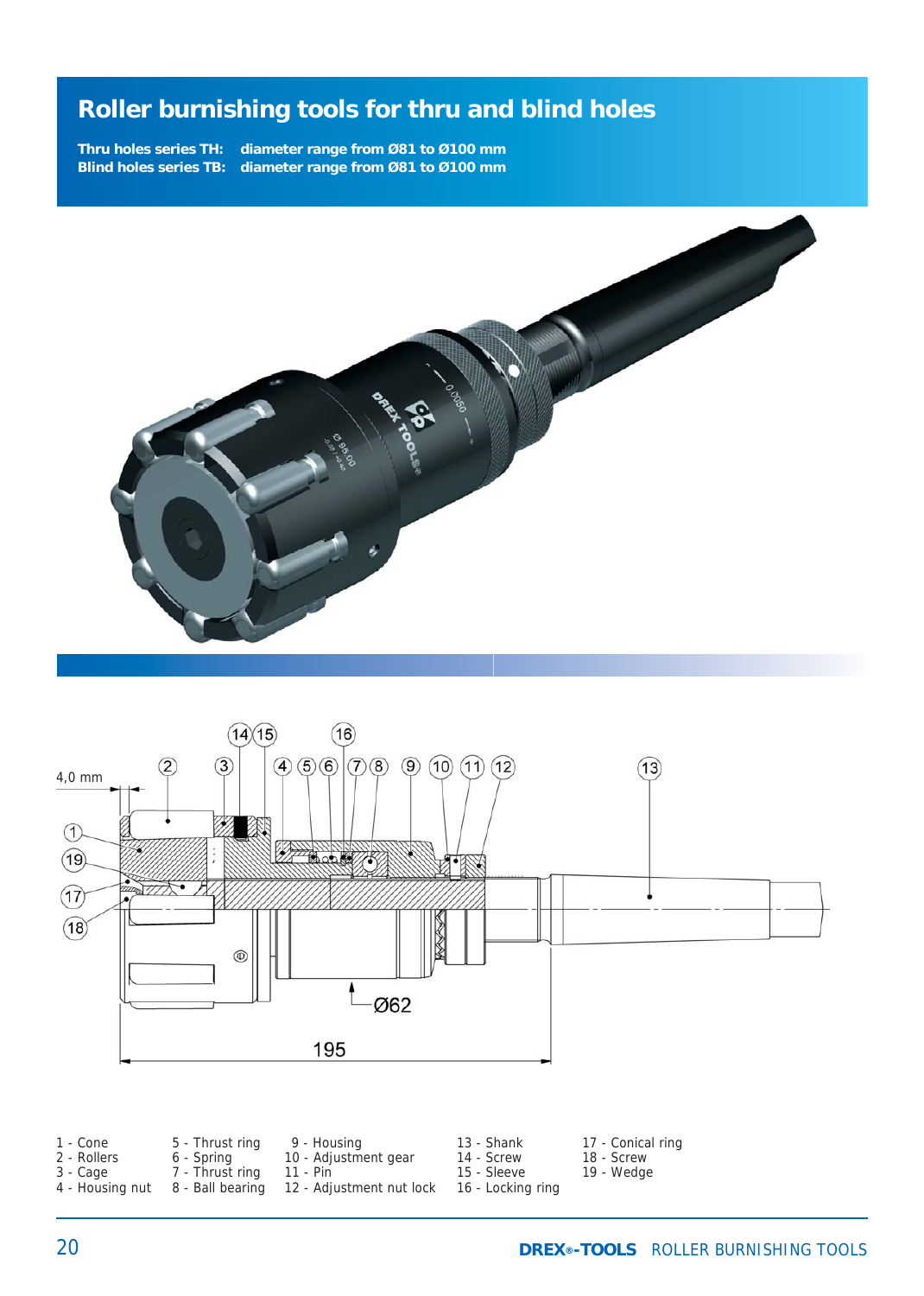# Roller burnishing tools for thru and blind holes

**Thru holes series TH: diameter range from Ø81 to Ø100 mm**
**Blind holes series TB: diameter range from Ø81 to Ø100 mm**

4,0 mm

Ø62

195

1 - Cone
2 - Rollers
3 - Cage
4 - Housing nut
5 - Thrust ring
6 - Spring
7 - Thrust ring
8 - Ball bearing
9 - Housing
10 - Adjustment gear
11 - Pin
12 - Adjustment nut lock
13 - Shank
14 - Screw
15 - Sleeve
16 - Locking ring
17 - Conical ring
18 - Screw
19 - Wedge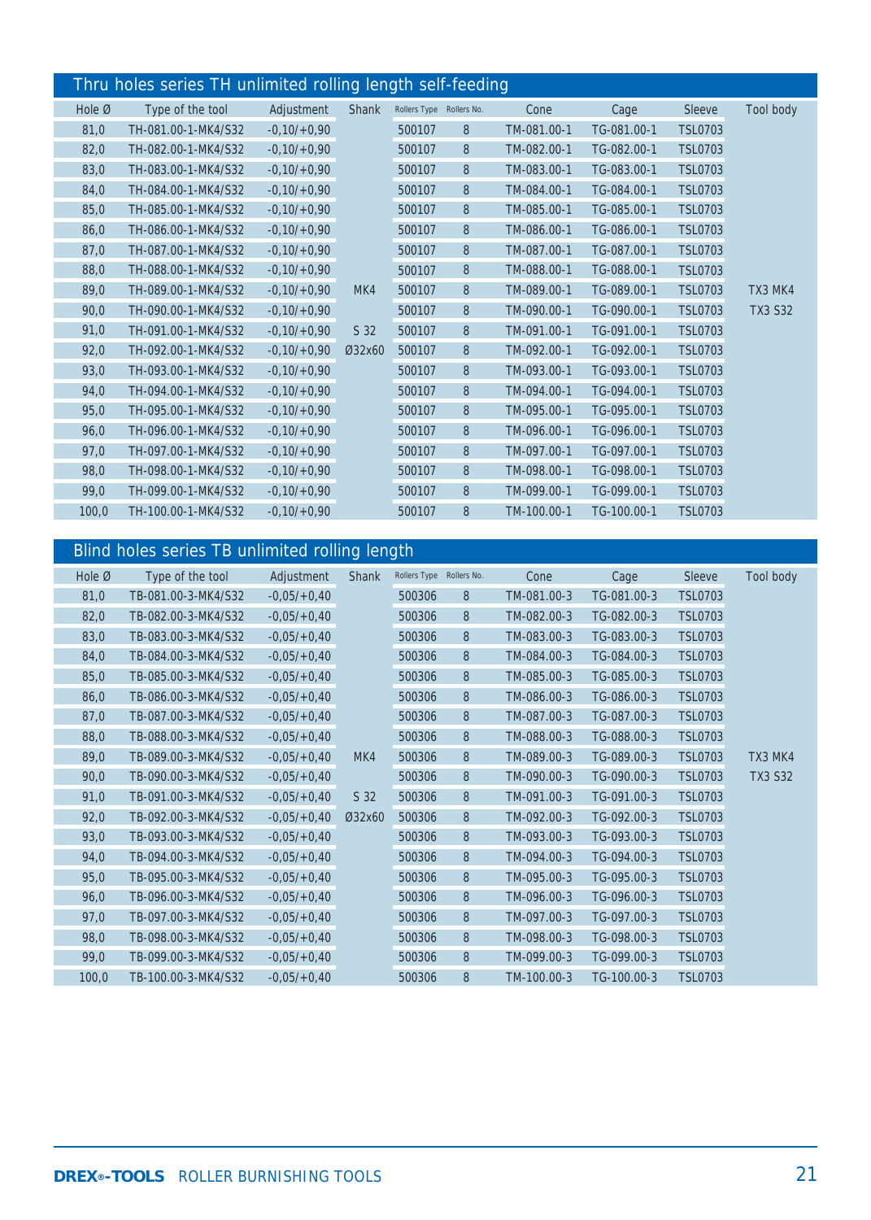## Thru holes series TH unlimited rolling length self-feeding

| Hole Ø | Type of the tool | Adjustment | Shank | Rollers Type | Rollers No. | Cone | Cage | Sleeve | Tool body |
|---|---|---|---|---|---|---|---|---|---|
| 81,0 | TH-081.00-1-MK4/S32 | -0,10/+0,90 | | 500107 | 8 | TM-081.00-1 | TG-081.00-1 | TSL0703 | |
| 82,0 | TH-082.00-1-MK4/S32 | -0,10/+0,90 | | 500107 | 8 | TM-082.00-1 | TG-082.00-1 | TSL0703 | |
| 83,0 | TH-083.00-1-MK4/S32 | -0,10/+0,90 | | 500107 | 8 | TM-083.00-1 | TG-083.00-1 | TSL0703 | |
| 84,0 | TH-084.00-1-MK4/S32 | -0,10/+0,90 | | 500107 | 8 | TM-084.00-1 | TG-084.00-1 | TSL0703 | |
| 85,0 | TH-085.00-1-MK4/S32 | -0,10/+0,90 | | 500107 | 8 | TM-085.00-1 | TG-085.00-1 | TSL0703 | |
| 86,0 | TH-086.00-1-MK4/S32 | -0,10/+0,90 | | 500107 | 8 | TM-086.00-1 | TG-086.00-1 | TSL0703 | |
| 87,0 | TH-087.00-1-MK4/S32 | -0,10/+0,90 | | 500107 | 8 | TM-087.00-1 | TG-087.00-1 | TSL0703 | |
| 88,0 | TH-088.00-1-MK4/S32 | -0,10/+0,90 | | 500107 | 8 | TM-088.00-1 | TG-088.00-1 | TSL0703 | |
| 89,0 | TH-089.00-1-MK4/S32 | -0,10/+0,90 | MK4 | 500107 | 8 | TM-089.00-1 | TG-089.00-1 | TSL0703 | TX3 MK4 |
| 90,0 | TH-090.00-1-MK4/S32 | -0,10/+0,90 | | 500107 | 8 | TM-090.00-1 | TG-090.00-1 | TSL0703 | TX3 S32 |
| 91,0 | TH-091.00-1-MK4/S32 | -0,10/+0,90 | S 32 | 500107 | 8 | TM-091.00-1 | TG-091.00-1 | TSL0703 | |
| 92,0 | TH-092.00-1-MK4/S32 | -0,10/+0,90 | Ø32x60 | 500107 | 8 | TM-092.00-1 | TG-092.00-1 | TSL0703 | |
| 93,0 | TH-093.00-1-MK4/S32 | -0,10/+0,90 | | 500107 | 8 | TM-093.00-1 | TG-093.00-1 | TSL0703 | |
| 94,0 | TH-094.00-1-MK4/S32 | -0,10/+0,90 | | 500107 | 8 | TM-094.00-1 | TG-094.00-1 | TSL0703 | |
| 95,0 | TH-095.00-1-MK4/S32 | -0,10/+0,90 | | 500107 | 8 | TM-095.00-1 | TG-095.00-1 | TSL0703 | |
| 96,0 | TH-096.00-1-MK4/S32 | -0,10/+0,90 | | 500107 | 8 | TM-096.00-1 | TG-096.00-1 | TSL0703 | |
| 97,0 | TH-097.00-1-MK4/S32 | -0,10/+0,90 | | 500107 | 8 | TM-097.00-1 | TG-097.00-1 | TSL0703 | |
| 98,0 | TH-098.00-1-MK4/S32 | -0,10/+0,90 | | 500107 | 8 | TM-098.00-1 | TG-098.00-1 | TSL0703 | |
| 99,0 | TH-099.00-1-MK4/S32 | -0,10/+0,90 | | 500107 | 8 | TM-099.00-1 | TG-099.00-1 | TSL0703 | |
| 100,0 | TH-100.00-1-MK4/S32 | -0,10/+0,90 | | 500107 | 8 | TM-100.00-1 | TG-100.00-1 | TSL0703 | |

## Blind holes series TB unlimited rolling length

| Hole Ø | Type of the tool | Adjustment | Shank | Rollers Type | Rollers No. | Cone | Cage | Sleeve | Tool body |
|---|---|---|---|---|---|---|---|---|---|
| 81,0 | TB-081.00-3-MK4/S32 | -0,05/+0,40 | | 500306 | 8 | TM-081.00-3 | TG-081.00-3 | TSL0703 | |
| 82,0 | TB-082.00-3-MK4/S32 | -0,05/+0,40 | | 500306 | 8 | TM-082.00-3 | TG-082.00-3 | TSL0703 | |
| 83,0 | TB-083.00-3-MK4/S32 | -0,05/+0,40 | | 500306 | 8 | TM-083.00-3 | TG-083.00-3 | TSL0703 | |
| 84,0 | TB-084.00-3-MK4/S32 | -0,05/+0,40 | | 500306 | 8 | TM-084.00-3 | TG-084.00-3 | TSL0703 | |
| 85,0 | TB-085.00-3-MK4/S32 | -0,05/+0,40 | | 500306 | 8 | TM-085.00-3 | TG-085.00-3 | TSL0703 | |
| 86,0 | TB-086.00-3-MK4/S32 | -0,05/+0,40 | | 500306 | 8 | TM-086.00-3 | TG-086.00-3 | TSL0703 | |
| 87,0 | TB-087.00-3-MK4/S32 | -0,05/+0,40 | | 500306 | 8 | TM-087.00-3 | TG-087.00-3 | TSL0703 | |
| 88,0 | TB-088.00-3-MK4/S32 | -0,05/+0,40 | | 500306 | 8 | TM-088.00-3 | TG-088.00-3 | TSL0703 | |
| 89,0 | TB-089.00-3-MK4/S32 | -0,05/+0,40 | MK4 | 500306 | 8 | TM-089.00-3 | TG-089.00-3 | TSL0703 | TX3 MK4 |
| 90,0 | TB-090.00-3-MK4/S32 | -0,05/+0,40 | | 500306 | 8 | TM-090.00-3 | TG-090.00-3 | TSL0703 | TX3 S32 |
| 91,0 | TB-091.00-3-MK4/S32 | -0,05/+0,40 | S 32 | 500306 | 8 | TM-091.00-3 | TG-091.00-3 | TSL0703 | |
| 92,0 | TB-092.00-3-MK4/S32 | -0,05/+0,40 | Ø32x60 | 500306 | 8 | TM-092.00-3 | TG-092.00-3 | TSL0703 | |
| 93,0 | TB-093.00-3-MK4/S32 | -0,05/+0,40 | | 500306 | 8 | TM-093.00-3 | TG-093.00-3 | TSL0703 | |
| 94,0 | TB-094.00-3-MK4/S32 | -0,05/+0,40 | | 500306 | 8 | TM-094.00-3 | TG-094.00-3 | TSL0703 | |
| 95,0 | TB-095.00-3-MK4/S32 | -0,05/+0,40 | | 500306 | 8 | TM-095.00-3 | TG-095.00-3 | TSL0703 | |
| 96,0 | TB-096.00-3-MK4/S32 | -0,05/+0,40 | | 500306 | 8 | TM-096.00-3 | TG-096.00-3 | TSL0703 | |
| 97,0 | TB-097.00-3-MK4/S32 | -0,05/+0,40 | | 500306 | 8 | TM-097.00-3 | TG-097.00-3 | TSL0703 | |
| 98,0 | TB-098.00-3-MK4/S32 | -0,05/+0,40 | | 500306 | 8 | TM-098.00-3 | TG-098.00-3 | TSL0703 | |
| 99,0 | TB-099.00-3-MK4/S32 | -0,05/+0,40 | | 500306 | 8 | TM-099.00-3 | TG-099.00-3 | TSL0703 | |
| 100,0 | TB-100.00-3-MK4/S32 | -0,05/+0,40 | | 500306 | 8 | TM-100.00-3 | TG-100.00-3 | TSL0703 | |